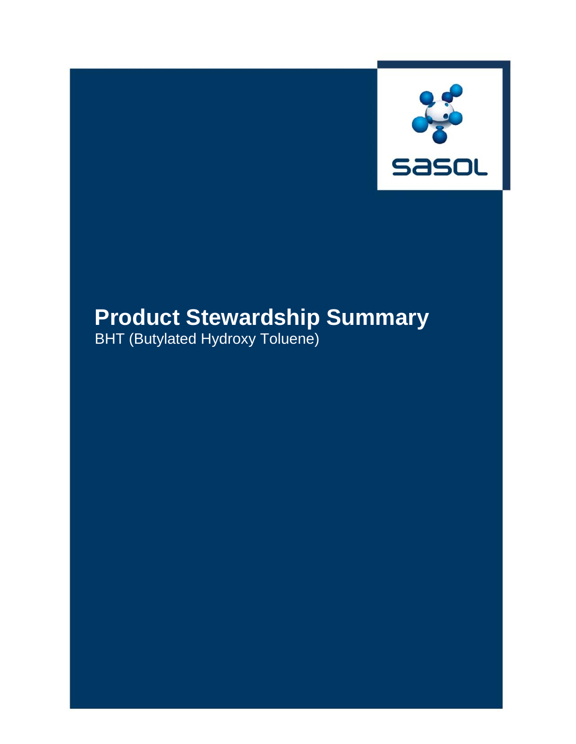sasol

# Product Stewardship Summary

BHT (Butylated Hydroxy Toluene)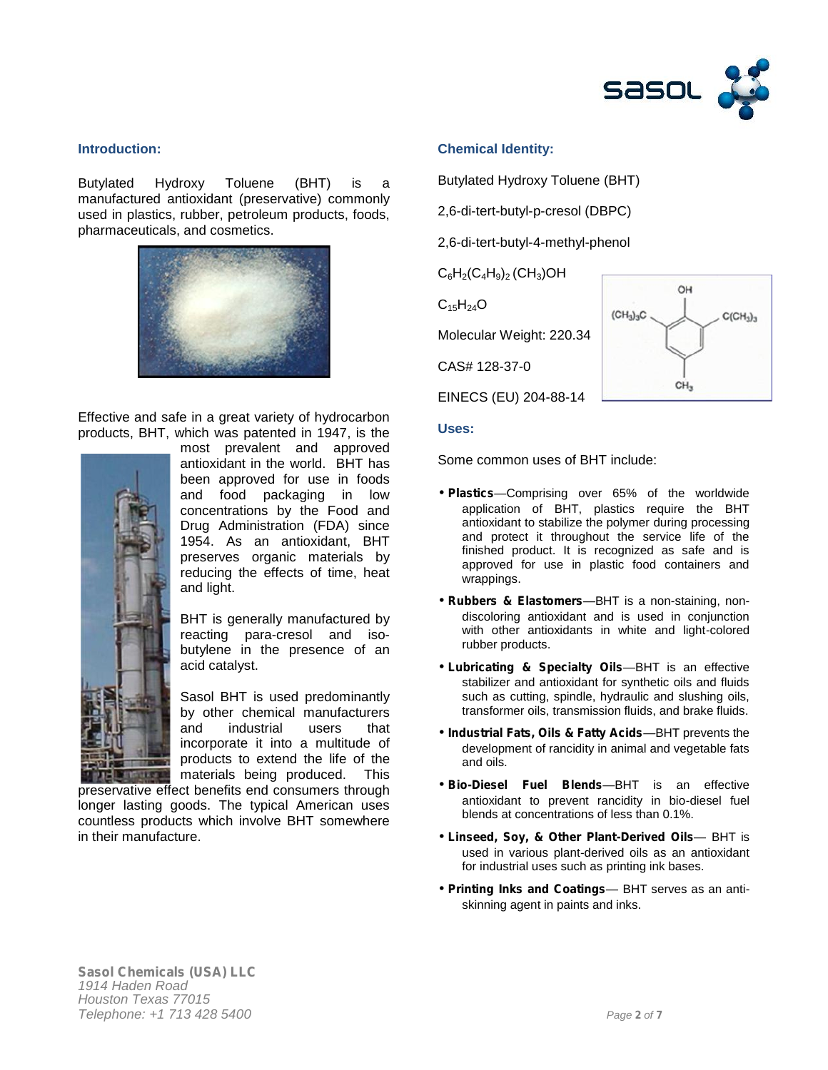## Introduction:

Butylated Hydroxy Toluene (BHT) is a manufactured antioxidant (preservative) commonly used in plastics, rubber, petroleum products, foods, pharmaceuticals, and cosmetics.

Effective and safe in a great variety of hydrocarbon products, BHT, which was patented in 1947, is the most prevalent and approved antioxidant in the world. BHT has been approved for use in foods and food packaging in low concentrations by the Food and Drug Administration (FDA) since 1954. As an antioxidant, BHT preserves organic materials by reducing the effects of time, heat and light.

BHT is generally manufactured by reacting para-cresol and iso-butylene in the presence of an acid catalyst.

Sasol BHT is used predominantly by other chemical manufacturers and industrial users that incorporate it into a multitude of products to extend the life of the materials being produced. This preservative effect benefits end consumers through longer lasting goods. The typical American uses countless products which involve BHT somewhere in their manufacture.

## Chemical Identity:

Butylated Hydroxy Toluene (BHT)

2,6-di-tert-butyl-p-cresol (DBPC)

2,6-di-tert-butyl-4-methyl-phenol

$C_6H_2(C_4H_9)_2(CH_3)OH$

$C_{15}H_{24}O$

Molecular Weight: 220.34

CAS# 128-37-0

EINECS (EU) 204-88-14

## Uses:

Some common uses of BHT include:

- **Plastics**—Comprising over 65% of the worldwide application of BHT, plastics require the BHT antioxidant to stabilize the polymer during processing and protect it throughout the service life of the finished product. It is recognized as safe and is approved for use in plastic food containers and wrappings.
- **Rubbers & Elastomers**—BHT is a non-staining, non-discoloring antioxidant and is used in conjunction with other antioxidants in white and light-colored rubber products.
- **Lubricating & Specialty Oils**—BHT is an effective stabilizer and antioxidant for synthetic oils and fluids such as cutting, spindle, hydraulic and slushing oils, transformer oils, transmission fluids, and brake fluids.
- **Industrial Fats, Oils & Fatty Acids**—BHT prevents the development of rancidity in animal and vegetable fats and oils.
- **Bio-Diesel Fuel Blends**—BHT is an effective antioxidant to prevent rancidity in bio-diesel fuel blends at concentrations of less than 0.1%.
- **Linseed, Soy, & Other Plant-Derived Oils**— BHT is used in various plant-derived oils as an antioxidant for industrial uses such as printing ink bases.
- **Printing Inks and Coatings**— BHT serves as an anti-skinning agent in paints and inks.

**Sasol Chemicals (USA) LLC**
*1914 Haden Road*
*Houston Texas 77015*
*Telephone: +1 713 428 5400*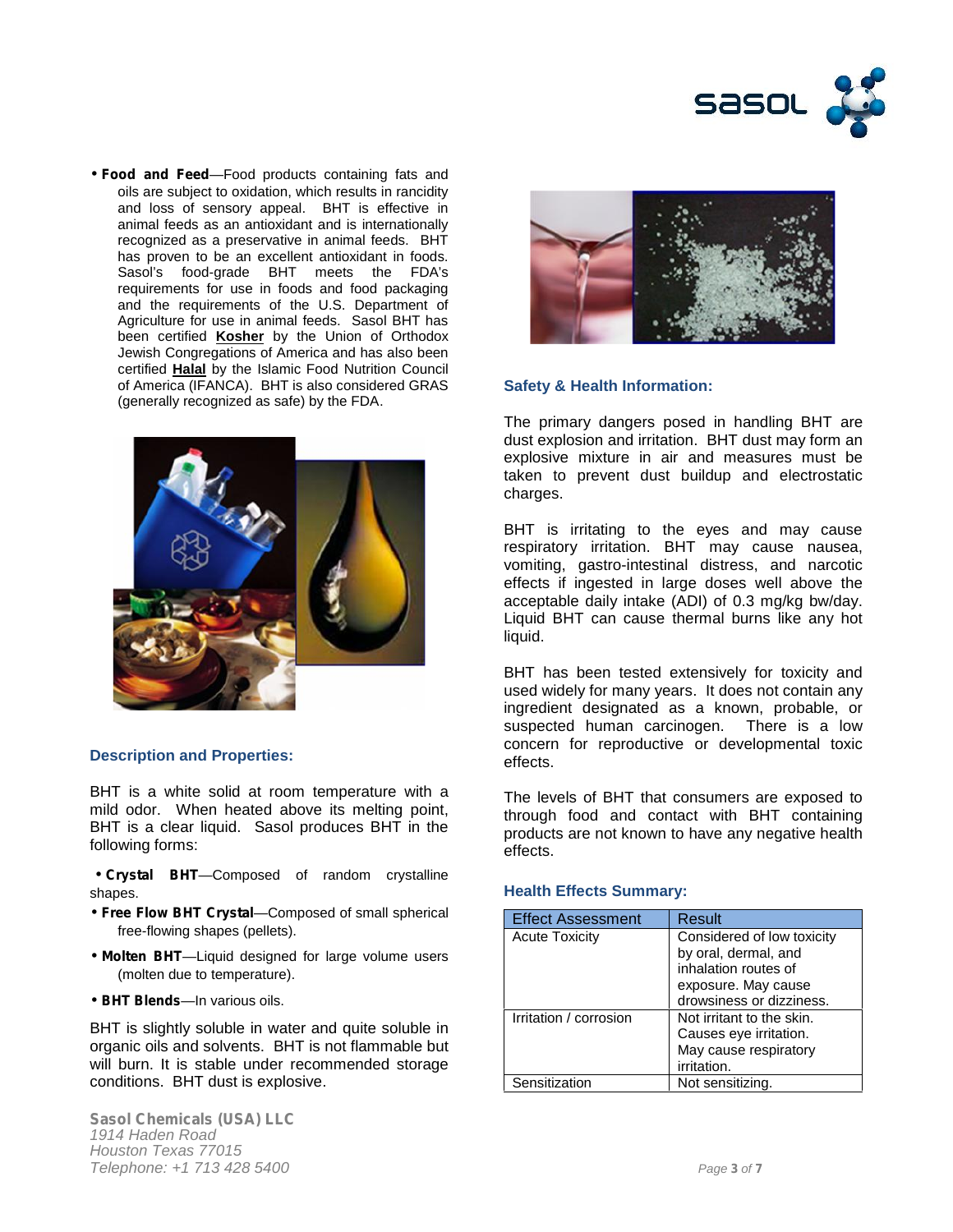- **Food and Feed**—Food products containing fats and oils are subject to oxidation, which results in rancidity and loss of sensory appeal. BHT is effective in animal feeds as an antioxidant and is internationally recognized as a preservative in animal feeds. BHT has proven to be an excellent antioxidant in foods. Sasol's food-grade BHT meets the FDA's requirements for use in foods and food packaging and the requirements of the U.S. Department of Agriculture for use in animal feeds. Sasol BHT has been certified **Kosher** by the Union of Orthodox Jewish Congregations of America and has also been certified **Halal** by the Islamic Food Nutrition Council of America (IFANCA). BHT is also considered GRAS (generally recognized as safe) by the FDA.

## Description and Properties:

BHT is a white solid at room temperature with a mild odor. When heated above its melting point, BHT is a clear liquid. Sasol produces BHT in the following forms:

- **Crystal BHT**—Composed of random crystalline shapes.
- **Free Flow BHT Crystal**—Composed of small spherical free-flowing shapes (pellets).
- **Molten BHT**—Liquid designed for large volume users (molten due to temperature).
- **BHT Blends**—In various oils.

BHT is slightly soluble in water and quite soluble in organic oils and solvents. BHT is not flammable but will burn. It is stable under recommended storage conditions. BHT dust is explosive.

## Safety & Health Information:

The primary dangers posed in handling BHT are dust explosion and irritation. BHT dust may form an explosive mixture in air and measures must be taken to prevent dust buildup and electrostatic charges.

BHT is irritating to the eyes and may cause respiratory irritation. BHT may cause nausea, vomiting, gastro-intestinal distress, and narcotic effects if ingested in large doses well above the acceptable daily intake (ADI) of 0.3 mg/kg bw/day. Liquid BHT can cause thermal burns like any hot liquid.

BHT has been tested extensively for toxicity and used widely for many years. It does not contain any ingredient designated as a known, probable, or suspected human carcinogen. There is a low concern for reproductive or developmental toxic effects.

The levels of BHT that consumers are exposed to through food and contact with BHT containing products are not known to have any negative health effects.

## Health Effects Summary:

| Effect Assessment | Result |
|---|---|
| Acute Toxicity | Considered of low toxicity by oral, dermal, and inhalation routes of exposure. May cause drowsiness or dizziness. |
| Irritation / corrosion | Not irritant to the skin. Causes eye irritation. May cause respiratory irritation. |
| Sensitization | Not sensitizing. |

**Sasol Chemicals (USA) LLC**
*1914 Haden Road*
*Houston Texas 77015*
*Telephone: +1 713 428 5400*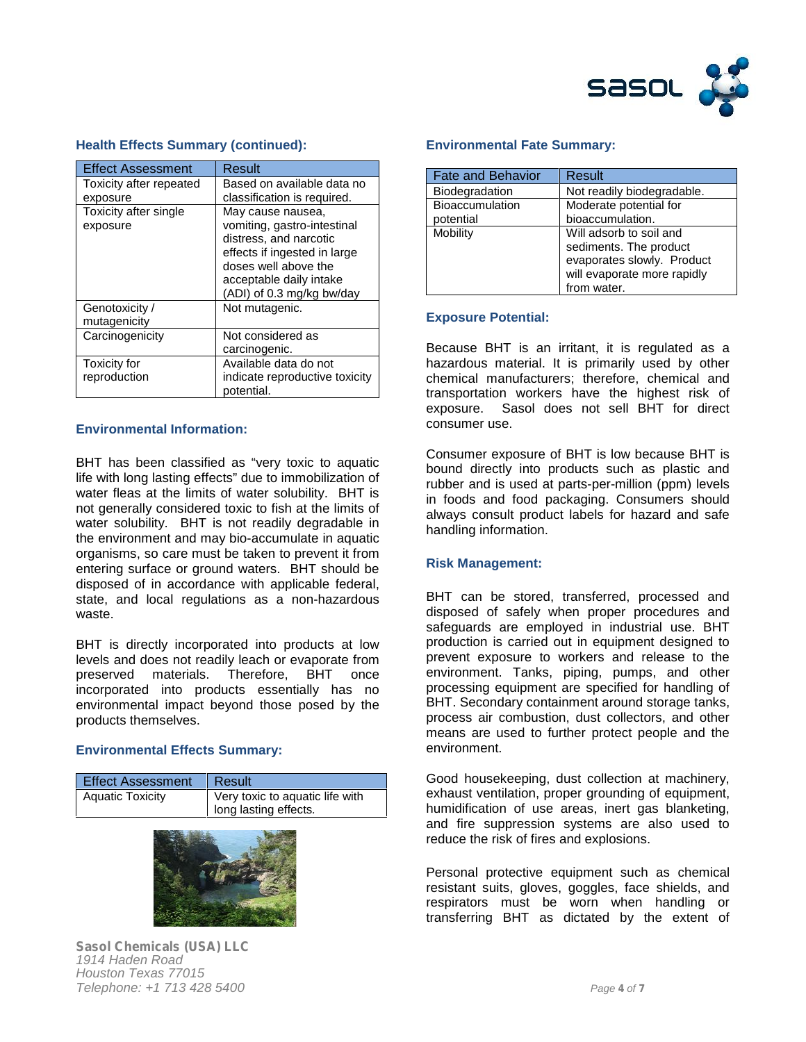### Health Effects Summary (continued):

| Effect Assessment | Result |
|---|---|
| Toxicity after repeated exposure | Based on available data no classification is required. |
| Toxicity after single exposure | May cause nausea, vomiting, gastro-intestinal distress, and narcotic effects if ingested in large doses well above the acceptable daily intake (ADI) of 0.3 mg/kg bw/day |
| Genotoxicity / mutagenicity | Not mutagenic. |
| Carcinogenicity | Not considered as carcinogenic. |
| Toxicity for reproduction | Available data do not indicate reproductive toxicity potential. |

### Environmental Information:

BHT has been classified as “very toxic to aquatic life with long lasting effects” due to immobilization of water fleas at the limits of water solubility. BHT is not generally considered toxic to fish at the limits of water solubility. BHT is not readily degradable in the environment and may bio-accumulate in aquatic organisms, so care must be taken to prevent it from entering surface or ground waters. BHT should be disposed of in accordance with applicable federal, state, and local regulations as a non-hazardous waste.

BHT is directly incorporated into products at low levels and does not readily leach or evaporate from preserved materials. Therefore, BHT once incorporated into products essentially has no environmental impact beyond those posed by the products themselves.

### Environmental Effects Summary:

| Effect Assessment | Result |
|---|---|
| Aquatic Toxicity | Very toxic to aquatic life with long lasting effects. |

### Environmental Fate Summary:

| Fate and Behavior | Result |
|---|---|
| Biodegradation | Not readily biodegradable. |
| Bioaccumulation potential | Moderate potential for bioaccumulation. |
| Mobility | Will adsorb to soil and sediments. The product evaporates slowly. Product will evaporate more rapidly from water. |

### Exposure Potential:

Because BHT is an irritant, it is regulated as a hazardous material. It is primarily used by other chemical manufacturers; therefore, chemical and transportation workers have the highest risk of exposure. Sasol does not sell BHT for direct consumer use.

Consumer exposure of BHT is low because BHT is bound directly into products such as plastic and rubber and is used at parts-per-million (ppm) levels in foods and food packaging. Consumers should always consult product labels for hazard and safe handling information.

### Risk Management:

BHT can be stored, transferred, processed and disposed of safely when proper procedures and safeguards are employed in industrial use. BHT production is carried out in equipment designed to prevent exposure to workers and release to the environment. Tanks, piping, pumps, and other processing equipment are specified for handling of BHT. Secondary containment around storage tanks, process air combustion, dust collectors, and other means are used to further protect people and the environment.

Good housekeeping, dust collection at machinery, exhaust ventilation, proper grounding of equipment, humidification of use areas, inert gas blanketing, and fire suppression systems are also used to reduce the risk of fires and explosions.

Personal protective equipment such as chemical resistant suits, gloves, goggles, face shields, and respirators must be worn when handling or transferring BHT as dictated by the extent of

**Sasol Chemicals (USA) LLC**
*1914 Haden Road*
*Houston Texas 77015*
*Telephone: +1 713 428 5400*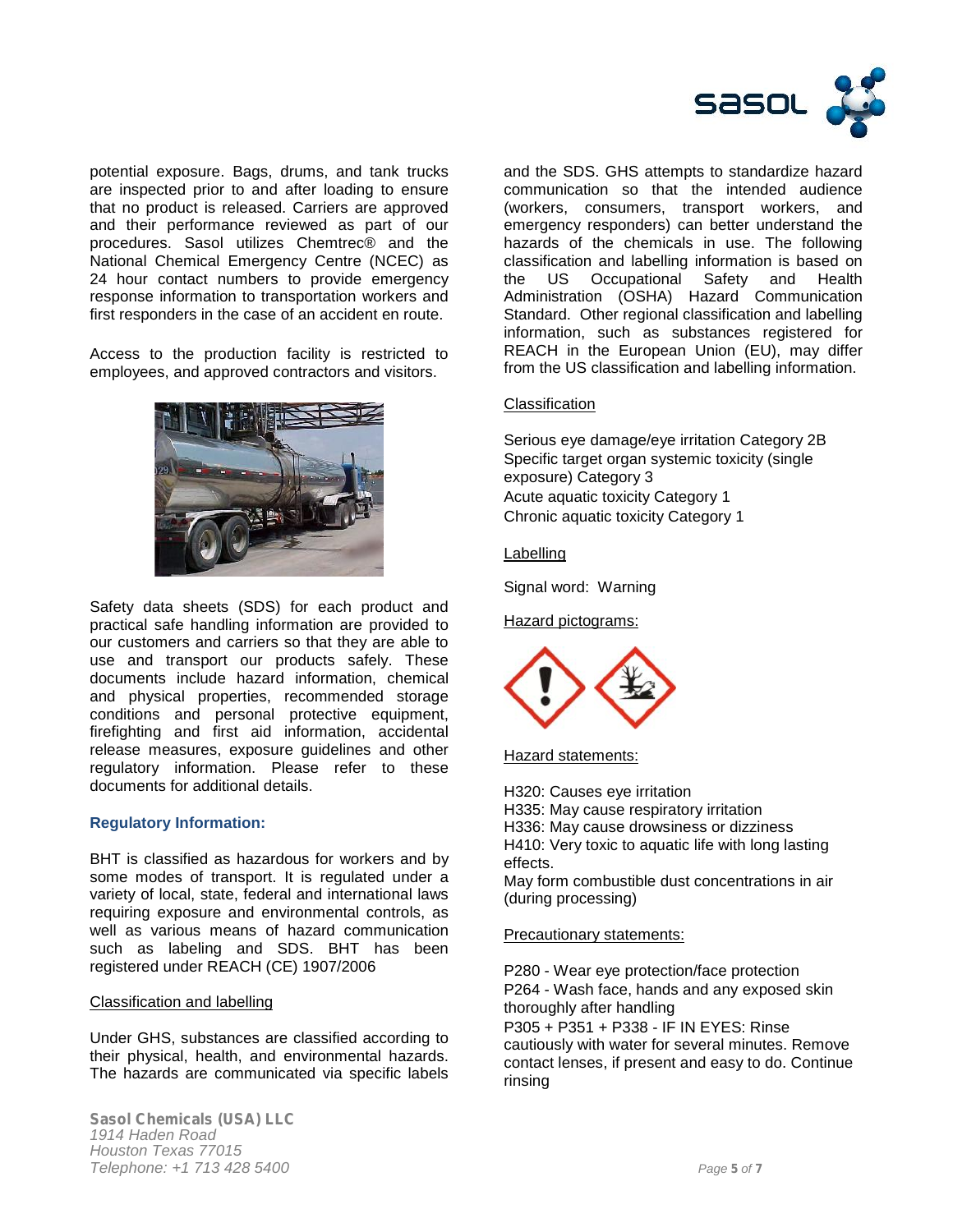potential exposure. Bags, drums, and tank trucks are inspected prior to and after loading to ensure that no product is released. Carriers are approved and their performance reviewed as part of our procedures. Sasol utilizes Chemtrec® and the National Chemical Emergency Centre (NCEC) as 24 hour contact numbers to provide emergency response information to transportation workers and first responders in the case of an accident en route.

Access to the production facility is restricted to employees, and approved contractors and visitors.

Safety data sheets (SDS) for each product and practical safe handling information are provided to our customers and carriers so that they are able to use and transport our products safely. These documents include hazard information, chemical and physical properties, recommended storage conditions and personal protective equipment, firefighting and first aid information, accidental release measures, exposure guidelines and other regulatory information. Please refer to these documents for additional details.

### Regulatory Information:

BHT is classified as hazardous for workers and by some modes of transport. It is regulated under a variety of local, state, federal and international laws requiring exposure and environmental controls, as well as various means of hazard communication such as labeling and SDS. BHT has been registered under REACH (CE) 1907/2006

Classification and labelling

Under GHS, substances are classified according to their physical, health, and environmental hazards. The hazards are communicated via specific labels and the SDS. GHS attempts to standardize hazard communication so that the intended audience (workers, consumers, transport workers, and emergency responders) can better understand the hazards of the chemicals in use. The following classification and labelling information is based on the US Occupational Safety and Health Administration (OSHA) Hazard Communication Standard. Other regional classification and labelling information, such as substances registered for REACH in the European Union (EU), may differ from the US classification and labelling information.

Classification

Serious eye damage/eye irritation Category 2B
Specific target organ systemic toxicity (single exposure) Category 3
Acute aquatic toxicity Category 1
Chronic aquatic toxicity Category 1

Labelling

Signal word: Warning

Hazard pictograms:

Hazard statements:

H320: Causes eye irritation
H335: May cause respiratory irritation
H336: May cause drowsiness or dizziness
H410: Very toxic to aquatic life with long lasting effects.
May form combustible dust concentrations in air (during processing)

Precautionary statements:

P280 - Wear eye protection/face protection
P264 - Wash face, hands and any exposed skin thoroughly after handling
P305 + P351 + P338 - IF IN EYES: Rinse cautiously with water for several minutes. Remove contact lenses, if present and easy to do. Continue rinsing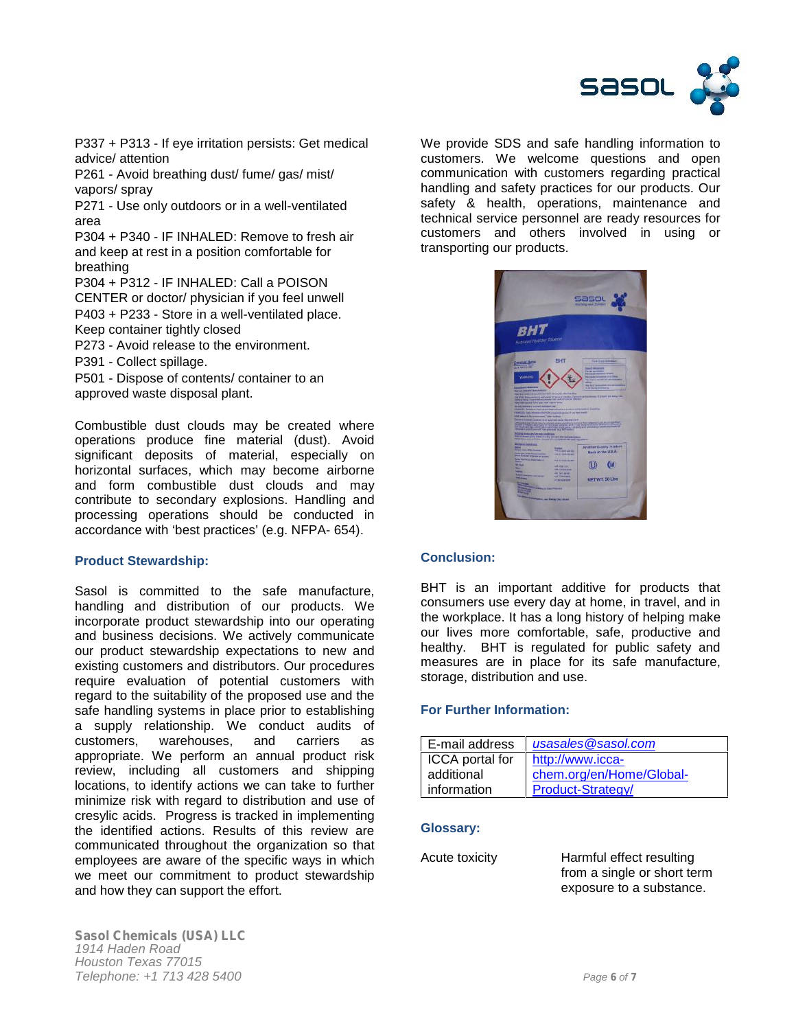P337 + P313 - If eye irritation persists: Get medical advice/ attention
P261 - Avoid breathing dust/ fume/ gas/ mist/ vapors/ spray
P271 - Use only outdoors or in a well-ventilated area
P304 + P340 - IF INHALED: Remove to fresh air and keep at rest in a position comfortable for breathing
P304 + P312 - IF INHALED: Call a POISON CENTER or doctor/ physician if you feel unwell
P403 + P233 - Store in a well-ventilated place. Keep container tightly closed
P273 - Avoid release to the environment.
P391 - Collect spillage.
P501 - Dispose of contents/ container to an approved waste disposal plant.

Combustible dust clouds may be created where operations produce fine material (dust). Avoid significant deposits of material, especially on horizontal surfaces, which may become airborne and form combustible dust clouds and may contribute to secondary explosions. Handling and processing operations should be conducted in accordance with 'best practices' (e.g. NFPA- 654).

### Product Stewardship:

Sasol is committed to the safe manufacture, handling and distribution of our products. We incorporate product stewardship into our operating and business decisions. We actively communicate our product stewardship expectations to new and existing customers and distributors. Our procedures require evaluation of potential customers with regard to the suitability of the proposed use and the safe handling systems in place prior to establishing a supply relationship. We conduct audits of customers, warehouses, and carriers as appropriate. We perform an annual product risk review, including all customers and shipping locations, to identify actions we can take to further minimize risk with regard to distribution and use of cresylic acids. Progress is tracked in implementing the identified actions. Results of this review are communicated throughout the organization so that employees are aware of the specific ways in which we meet our commitment to product stewardship and how they can support the effort.

We provide SDS and safe handling information to customers. We welcome questions and open communication with customers regarding practical handling and safety practices for our products. Our safety & health, operations, maintenance and technical service personnel are ready resources for customers and others involved in using or transporting our products.

### Conclusion:

BHT is an important additive for products that consumers use every day at home, in travel, and in the workplace. It has a long history of helping make our lives more comfortable, safe, productive and healthy. BHT is regulated for public safety and measures are in place for its safe manufacture, storage, distribution and use.

### For Further Information:

| | |
|---|---|
| E-mail address | *usasales@sasol.com* |
| ICCA portal for additional information | http://www.icca-chem.org/en/Home/Global-Product-Strategy/ |

### Glossary:

| | |
|---|---|
| Acute toxicity | Harmful effect resulting from a single or short term exposure to a substance. |

**Sasol Chemicals (USA) LLC**
*1914 Haden Road*
*Houston Texas 77015*
*Telephone: +1 713 428 5400*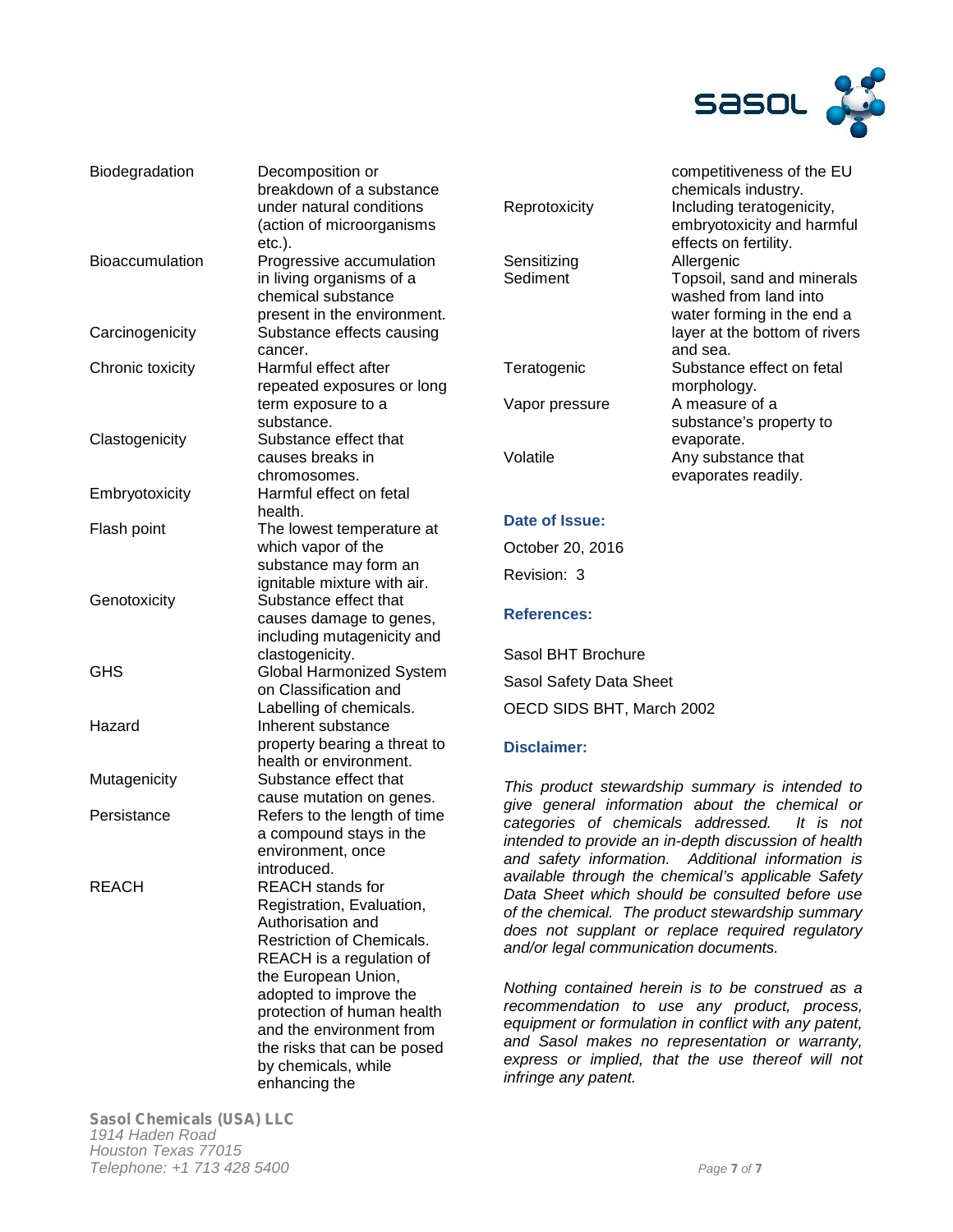| | |
|---|---|
| Biodegradation | Decomposition or breakdown of a substance under natural conditions (action of microorganisms etc.). |
| Bioaccumulation | Progressive accumulation in living organisms of a chemical substance present in the environment. |
| Carcinogenicity | Substance effects causing cancer. |
| Chronic toxicity | Harmful effect after repeated exposures or long term exposure to a substance. |
| Clastogenicity | Substance effect that causes breaks in chromosomes. |
| Embryotoxicity | Harmful effect on fetal health. |
| Flash point | The lowest temperature at which vapor of the substance may form an ignitable mixture with air. |
| Genotoxicity | Substance effect that causes damage to genes, including mutagenicity and clastogenicity. |
| GHS | Global Harmonized System on Classification and Labelling of chemicals. |
| Hazard | Inherent substance property bearing a threat to health or environment. |
| Mutagenicity | Substance effect that cause mutation on genes. |
| Persistance | Refers to the length of time a compound stays in the environment, once introduced. |
| REACH | REACH stands for Registration, Evaluation, Authorisation and Restriction of Chemicals. REACH is a regulation of the European Union, adopted to improve the protection of human health and the environment from the risks that can be posed by chemicals, while enhancing the competitiveness of the EU chemicals industry. |
| Reprotoxicity | Including teratogenicity, embryotoxicity and harmful effects on fertility. |
| Sensitizing | Allergenic |
| Sediment | Topsoil, sand and minerals washed from land into water forming in the end a layer at the bottom of rivers and sea. |
| Teratogenic | Substance effect on fetal morphology. |
| Vapor pressure | A measure of a substance's property to evaporate. |
| Volatile | Any substance that evaporates readily. |

### Date of Issue:

October 20, 2016

Revision: 3

### References:

Sasol BHT Brochure

Sasol Safety Data Sheet

OECD SIDS BHT, March 2002

### Disclaimer:

*This product stewardship summary is intended to give general information about the chemical or categories of chemicals addressed. It is not intended to provide an in-depth discussion of health and safety information. Additional information is available through the chemical's applicable Safety Data Sheet which should be consulted before use of the chemical. The product stewardship summary does not supplant or replace required regulatory and/or legal communication documents.*

*Nothing contained herein is to be construed as a recommendation to use any product, process, equipment or formulation in conflict with any patent, and Sasol makes no representation or warranty, express or implied, that the use thereof will not infringe any patent.*

**Sasol Chemicals (USA) LLC**
*1914 Haden Road*
*Houston Texas 77015*
*Telephone: +1 713 428 5400*